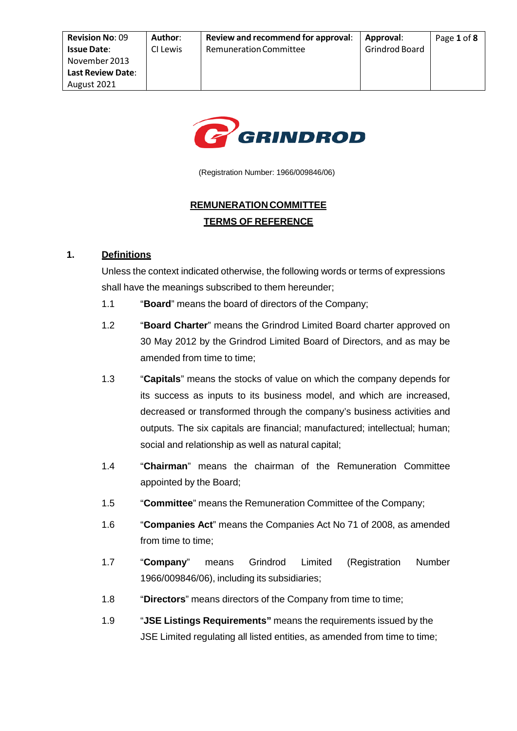| Revision No: 09 Issue Date: November 2013 Last Review Date: August 2021 | Author: CI Lewis | Review and recommend for approval: Remuneration Committee | Approval: Grindrod Board |
|---|---|---|---|

GRINDROD

(Registration Number: 1966/009846/06)

# REMUNERATION COMMITTEE TERMS OF REFERENCE

## 1. Definitions

Unless the context indicated otherwise, the following words or terms of expressions shall have the meanings subscribed to them hereunder;

1.1 "**Board**" means the board of directors of the Company;

1.2 "**Board Charter**" means the Grindrod Limited Board charter approved on 30 May 2012 by the Grindrod Limited Board of Directors, and as may be amended from time to time;

1.3 "**Capitals**" means the stocks of value on which the company depends for its success as inputs to its business model, and which are increased, decreased or transformed through the company's business activities and outputs. The six capitals are financial; manufactured; intellectual; human; social and relationship as well as natural capital;

1.4 "**Chairman**" means the chairman of the Remuneration Committee appointed by the Board;

1.5 "**Committee**" means the Remuneration Committee of the Company;

1.6 "**Companies Act**" means the Companies Act No 71 of 2008, as amended from time to time;

1.7 "**Company**" means Grindrod Limited (Registration Number 1966/009846/06), including its subsidiaries;

1.8 "**Directors**" means directors of the Company from time to time;

1.9 "**JSE Listings Requirements"** means the requirements issued by the JSE Limited regulating all listed entities, as amended from time to time;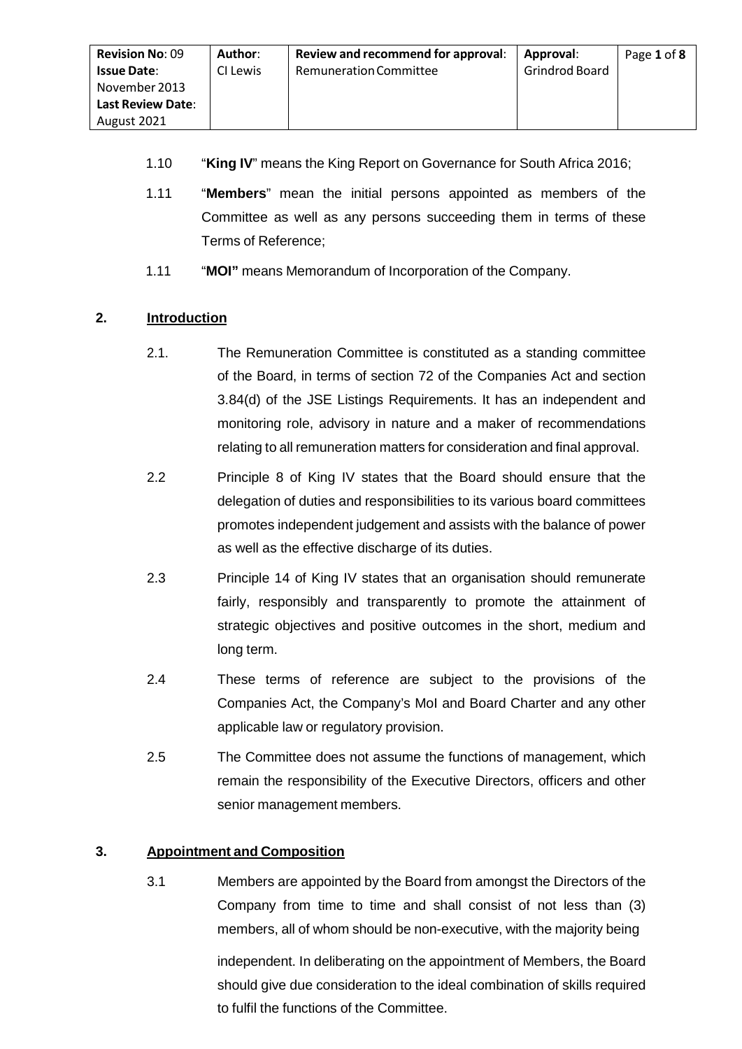1.10 "**King IV**" means the King Report on Governance for South Africa 2016;

1.11 "**Members**" mean the initial persons appointed as members of the Committee as well as any persons succeeding them in terms of these Terms of Reference;

1.11 "**MOI"** means Memorandum of Incorporation of the Company.

## 2. Introduction

2.1. The Remuneration Committee is constituted as a standing committee of the Board, in terms of section 72 of the Companies Act and section 3.84(d) of the JSE Listings Requirements. It has an independent and monitoring role, advisory in nature and a maker of recommendations relating to all remuneration matters for consideration and final approval.

2.2 Principle 8 of King IV states that the Board should ensure that the delegation of duties and responsibilities to its various board committees promotes independent judgement and assists with the balance of power as well as the effective discharge of its duties.

2.3 Principle 14 of King IV states that an organisation should remunerate fairly, responsibly and transparently to promote the attainment of strategic objectives and positive outcomes in the short, medium and long term.

2.4 These terms of reference are subject to the provisions of the Companies Act, the Company's MoI and Board Charter and any other applicable law or regulatory provision.

2.5 The Committee does not assume the functions of management, which remain the responsibility of the Executive Directors, officers and other senior management members.

## 3. Appointment and Composition

3.1 Members are appointed by the Board from amongst the Directors of the Company from time to time and shall consist of not less than (3) members, all of whom should be non-executive, with the majority being independent. In deliberating on the appointment of Members, the Board should give due consideration to the ideal combination of skills required to fulfil the functions of the Committee.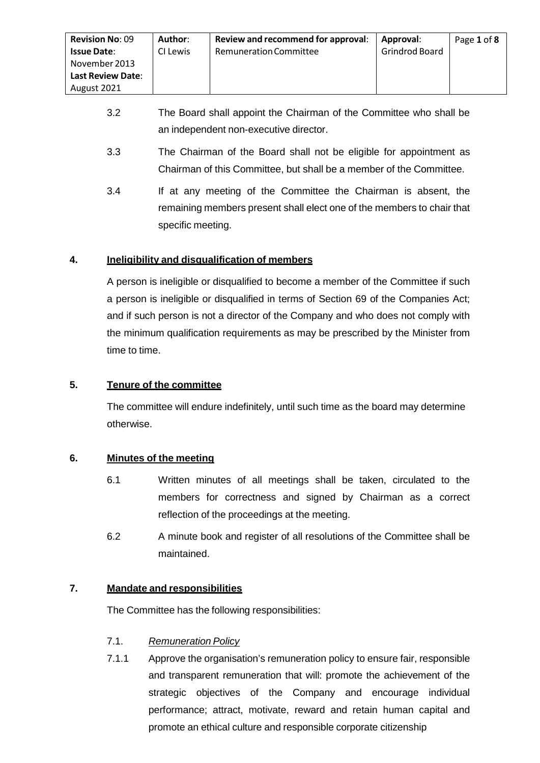3.2 The Board shall appoint the Chairman of the Committee who shall be an independent non-executive director.

3.3 The Chairman of the Board shall not be eligible for appointment as Chairman of this Committee, but shall be a member of the Committee.

3.4 If at any meeting of the Committee the Chairman is absent, the remaining members present shall elect one of the members to chair that specific meeting.

## 4. Ineligibility and disqualification of members

A person is ineligible or disqualified to become a member of the Committee if such a person is ineligible or disqualified in terms of Section 69 of the Companies Act; and if such person is not a director of the Company and who does not comply with the minimum qualification requirements as may be prescribed by the Minister from time to time.

## 5. Tenure of the committee

The committee will endure indefinitely, until such time as the board may determine otherwise.

## 6. Minutes of the meeting

6.1 Written minutes of all meetings shall be taken, circulated to the members for correctness and signed by Chairman as a correct reflection of the proceedings at the meeting.

6.2 A minute book and register of all resolutions of the Committee shall be maintained.

## 7. Mandate and responsibilities

The Committee has the following responsibilities:

7.1. *Remuneration Policy*

7.1.1 Approve the organisation's remuneration policy to ensure fair, responsible and transparent remuneration that will: promote the achievement of the strategic objectives of the Company and encourage individual performance; attract, motivate, reward and retain human capital and promote an ethical culture and responsible corporate citizenship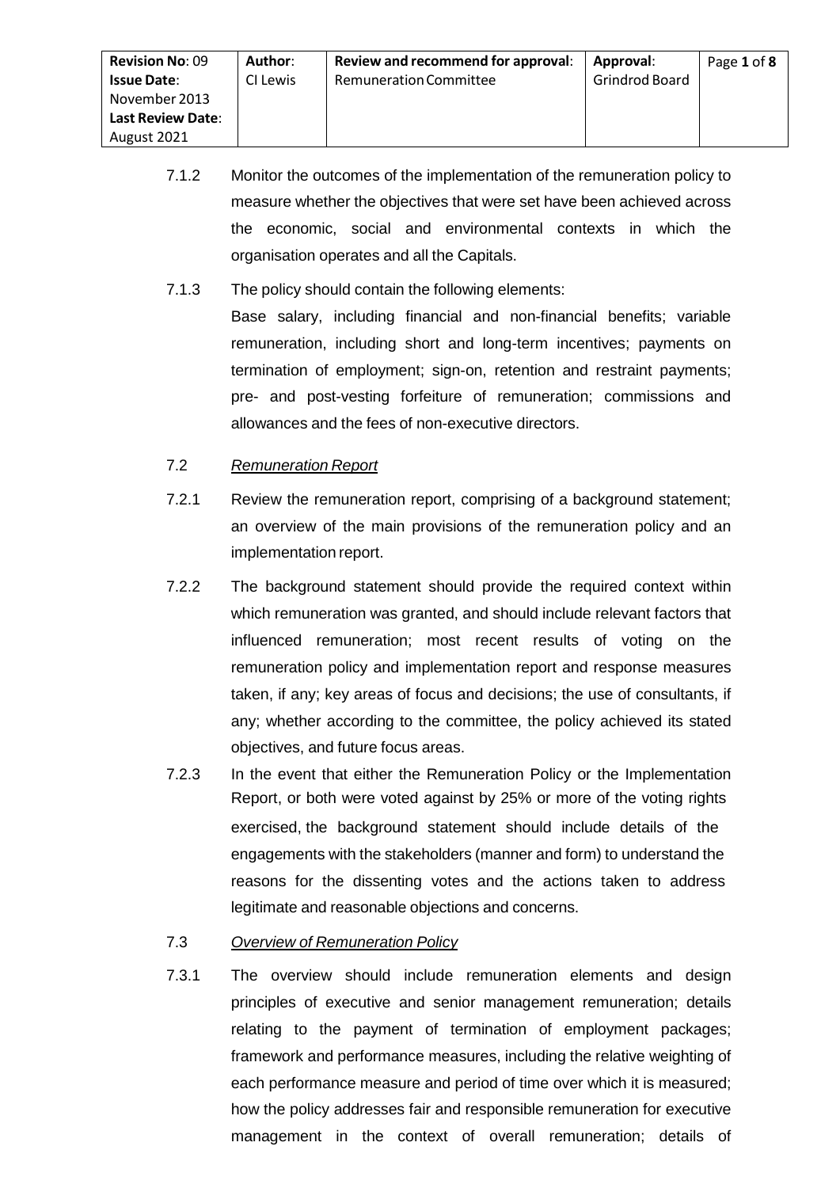7.1.2 Monitor the outcomes of the implementation of the remuneration policy to measure whether the objectives that were set have been achieved across the economic, social and environmental contexts in which the organisation operates and all the Capitals.

7.1.3 The policy should contain the following elements:
Base salary, including financial and non-financial benefits; variable remuneration, including short and long-term incentives; payments on termination of employment; sign-on, retention and restraint payments; pre- and post-vesting forfeiture of remuneration; commissions and allowances and the fees of non-executive directors.

7.2 *Remuneration Report*

7.2.1 Review the remuneration report, comprising of a background statement; an overview of the main provisions of the remuneration policy and an implementation report.

7.2.2 The background statement should provide the required context within which remuneration was granted, and should include relevant factors that influenced remuneration; most recent results of voting on the remuneration policy and implementation report and response measures taken, if any; key areas of focus and decisions; the use of consultants, if any; whether according to the committee, the policy achieved its stated objectives, and future focus areas.

7.2.3 In the event that either the Remuneration Policy or the Implementation Report, or both were voted against by 25% or more of the voting rights exercised, the background statement should include details of the engagements with the stakeholders (manner and form) to understand the reasons for the dissenting votes and the actions taken to address legitimate and reasonable objections and concerns.

7.3 *Overview of Remuneration Policy*

7.3.1 The overview should include remuneration elements and design principles of executive and senior management remuneration; details relating to the payment of termination of employment packages; framework and performance measures, including the relative weighting of each performance measure and period of time over which it is measured; how the policy addresses fair and responsible remuneration for executive management in the context of overall remuneration; details of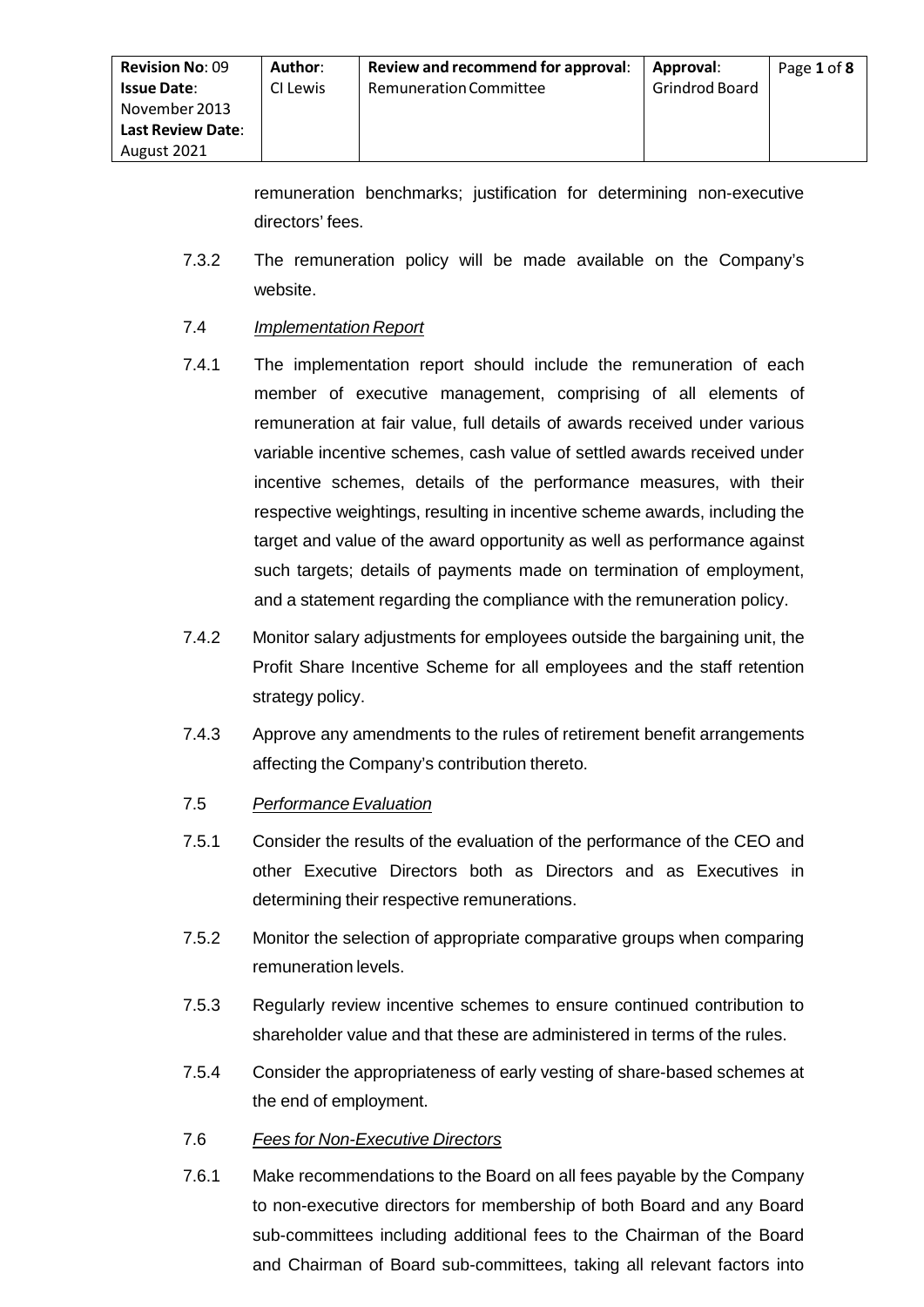remuneration benchmarks; justification for determining non-executive directors' fees.

7.3.2 The remuneration policy will be made available on the Company's website.

7.4 *Implementation Report*

7.4.1 The implementation report should include the remuneration of each member of executive management, comprising of all elements of remuneration at fair value, full details of awards received under various variable incentive schemes, cash value of settled awards received under incentive schemes, details of the performance measures, with their respective weightings, resulting in incentive scheme awards, including the target and value of the award opportunity as well as performance against such targets; details of payments made on termination of employment, and a statement regarding the compliance with the remuneration policy.

7.4.2 Monitor salary adjustments for employees outside the bargaining unit, the Profit Share Incentive Scheme for all employees and the staff retention strategy policy.

7.4.3 Approve any amendments to the rules of retirement benefit arrangements affecting the Company's contribution thereto.

7.5 *Performance Evaluation*

7.5.1 Consider the results of the evaluation of the performance of the CEO and other Executive Directors both as Directors and as Executives in determining their respective remunerations.

7.5.2 Monitor the selection of appropriate comparative groups when comparing remuneration levels.

7.5.3 Regularly review incentive schemes to ensure continued contribution to shareholder value and that these are administered in terms of the rules.

7.5.4 Consider the appropriateness of early vesting of share-based schemes at the end of employment.

7.6 *Fees for Non-Executive Directors*

7.6.1 Make recommendations to the Board on all fees payable by the Company to non-executive directors for membership of both Board and any Board sub-committees including additional fees to the Chairman of the Board and Chairman of Board sub-committees, taking all relevant factors into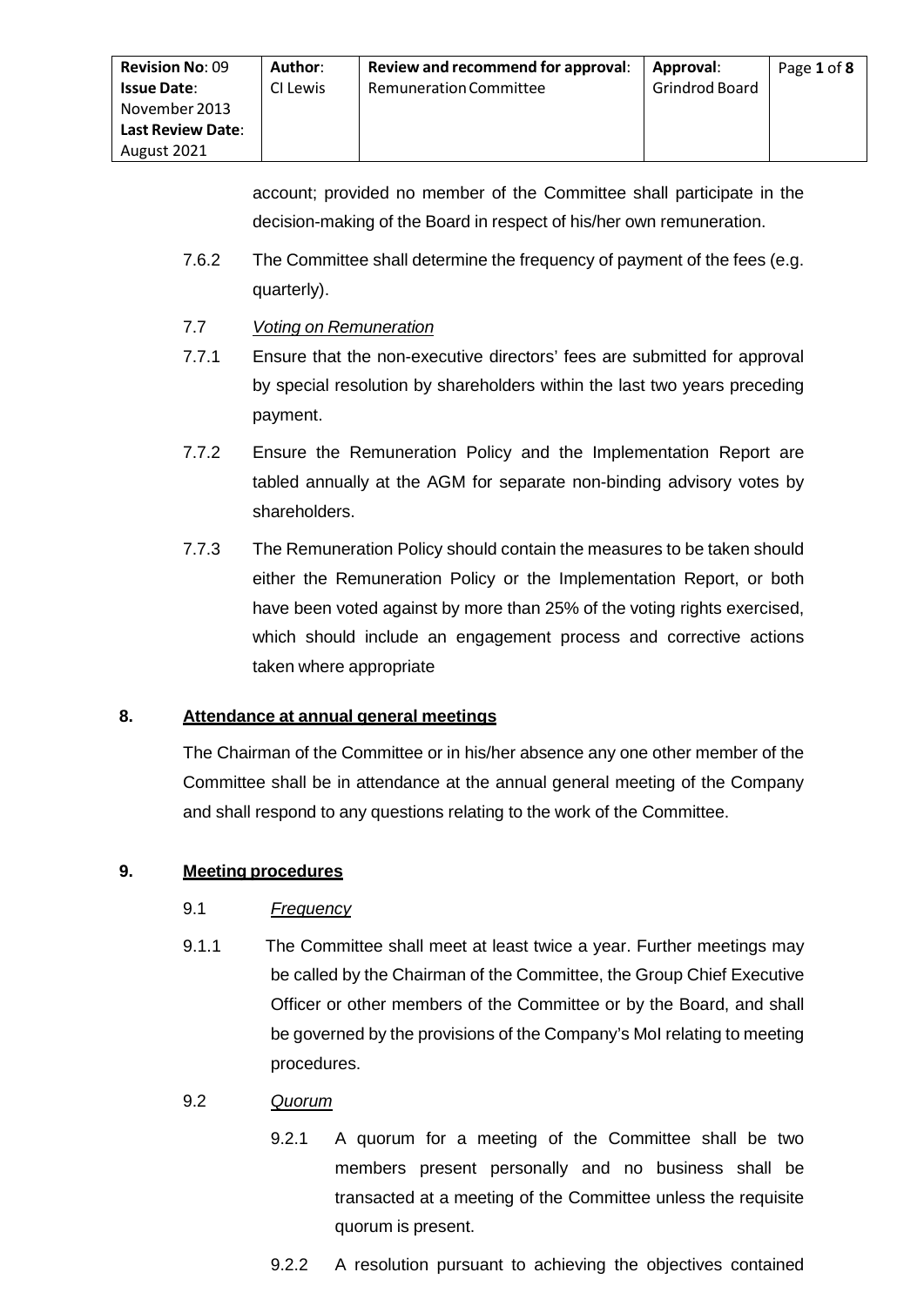account; provided no member of the Committee shall participate in the decision-making of the Board in respect of his/her own remuneration.

7.6.2 The Committee shall determine the frequency of payment of the fees (e.g. quarterly).

7.7 *Voting on Remuneration*

7.7.1 Ensure that the non-executive directors' fees are submitted for approval by special resolution by shareholders within the last two years preceding payment.

7.7.2 Ensure the Remuneration Policy and the Implementation Report are tabled annually at the AGM for separate non-binding advisory votes by shareholders.

7.7.3 The Remuneration Policy should contain the measures to be taken should either the Remuneration Policy or the Implementation Report, or both have been voted against by more than 25% of the voting rights exercised, which should include an engagement process and corrective actions taken where appropriate

## 8. Attendance at annual general meetings

The Chairman of the Committee or in his/her absence any one other member of the Committee shall be in attendance at the annual general meeting of the Company and shall respond to any questions relating to the work of the Committee.

## 9. Meeting procedures

9.1 *Frequency*

9.1.1 The Committee shall meet at least twice a year. Further meetings may be called by the Chairman of the Committee, the Group Chief Executive Officer or other members of the Committee or by the Board, and shall be governed by the provisions of the Company's MoI relating to meeting procedures.

9.2 *Quorum*

9.2.1 A quorum for a meeting of the Committee shall be two members present personally and no business shall be transacted at a meeting of the Committee unless the requisite quorum is present.

9.2.2 A resolution pursuant to achieving the objectives contained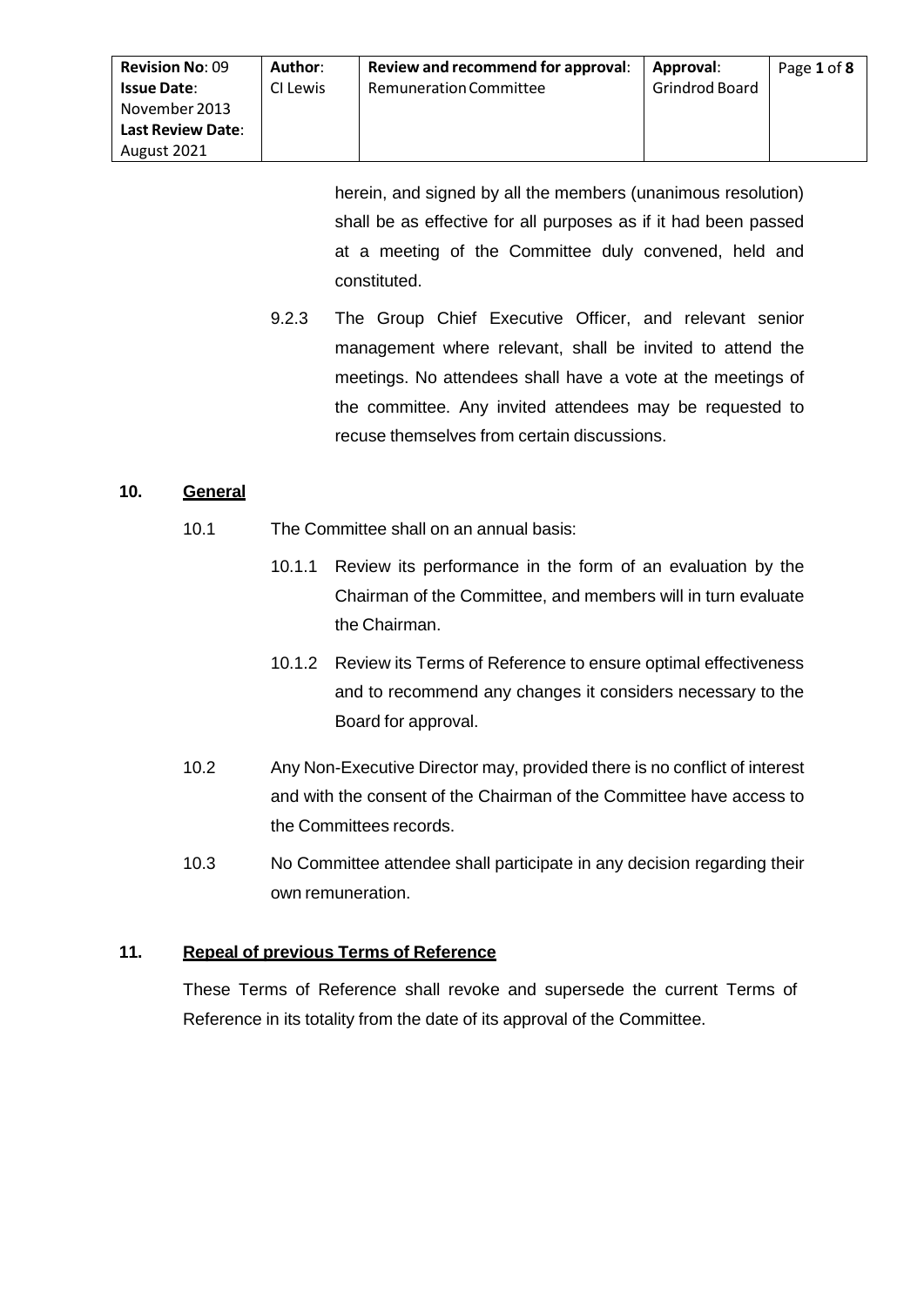herein, and signed by all the members (unanimous resolution) shall be as effective for all purposes as if it had been passed at a meeting of the Committee duly convened, held and constituted.

9.2.3 The Group Chief Executive Officer, and relevant senior management where relevant, shall be invited to attend the meetings. No attendees shall have a vote at the meetings of the committee. Any invited attendees may be requested to recuse themselves from certain discussions.

## 10. General

10.1 The Committee shall on an annual basis:

10.1.1 Review its performance in the form of an evaluation by the Chairman of the Committee, and members will in turn evaluate the Chairman.

10.1.2 Review its Terms of Reference to ensure optimal effectiveness and to recommend any changes it considers necessary to the Board for approval.

10.2 Any Non-Executive Director may, provided there is no conflict of interest and with the consent of the Chairman of the Committee have access to the Committees records.

10.3 No Committee attendee shall participate in any decision regarding their own remuneration.

## 11. Repeal of previous Terms of Reference

These Terms of Reference shall revoke and supersede the current Terms of Reference in its totality from the date of its approval of the Committee.